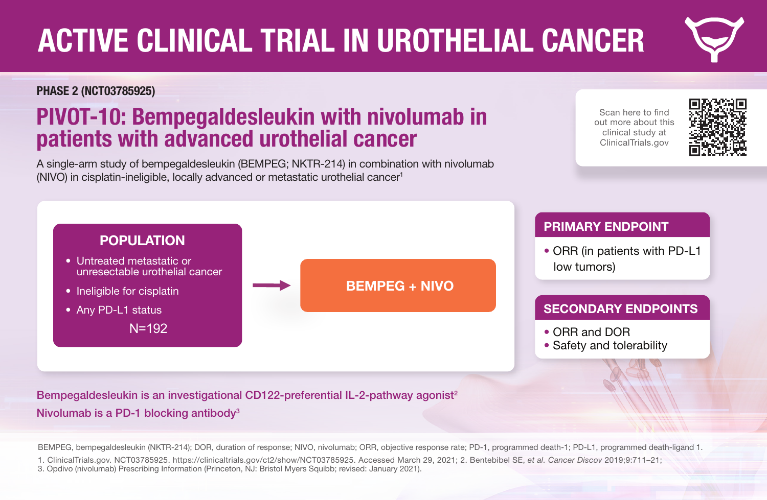# ACTIVE CLINICAL TRIAL IN UROTHELIAL CANCER

**PHASE 2 (NCT03785925)**

## PIVOT-10: Bempegaldesleukin with nivolumab in patients with advanced urothelial cancer

A single-arm study of bempegaldesleukin (BEMPEG; NKTR-214) in combination with nivolumab (NIVO) in cisplatin-ineligible, locally advanced or metastatic urothelial cancer[1]

Scan here to find out more about this clinical study at ClinicalTrials.gov

### POPULATION

- Untreated metastatic or unresectable urothelial cancer
- Ineligible for cisplatin
- Any PD-L1 status

N=192

→ **BEMPEG + NIVO**

### PRIMARY ENDPOINT

- ORR (in patients with PD-L1 low tumors)

### SECONDARY ENDPOINTS

- ORR and DOR
- Safety and tolerability

**Bempegaldesleukin is an investigational CD122-preferential IL-2-pathway agonist[2]**

**Nivolumab is a PD-1 blocking antibody[3]**

BEMPEG, bempegaldesleukin (NKTR-214); DOR, duration of response; NIVO, nivolumab; ORR, objective response rate; PD-1, programmed death-1; PD-L1, programmed death-ligand 1.

1. ClinicalTrials.gov. NCT03785925. https://clinicaltrials.gov/ct2/show/NCT03785925. Accessed March 29, 2021; 2. Bentebibel SE, *et al. Cancer Discov* 2019;9:711–21; 3. Opdivo (nivolumab) Prescribing Information (Princeton, NJ: Bristol Myers Squibb; revised: January 2021).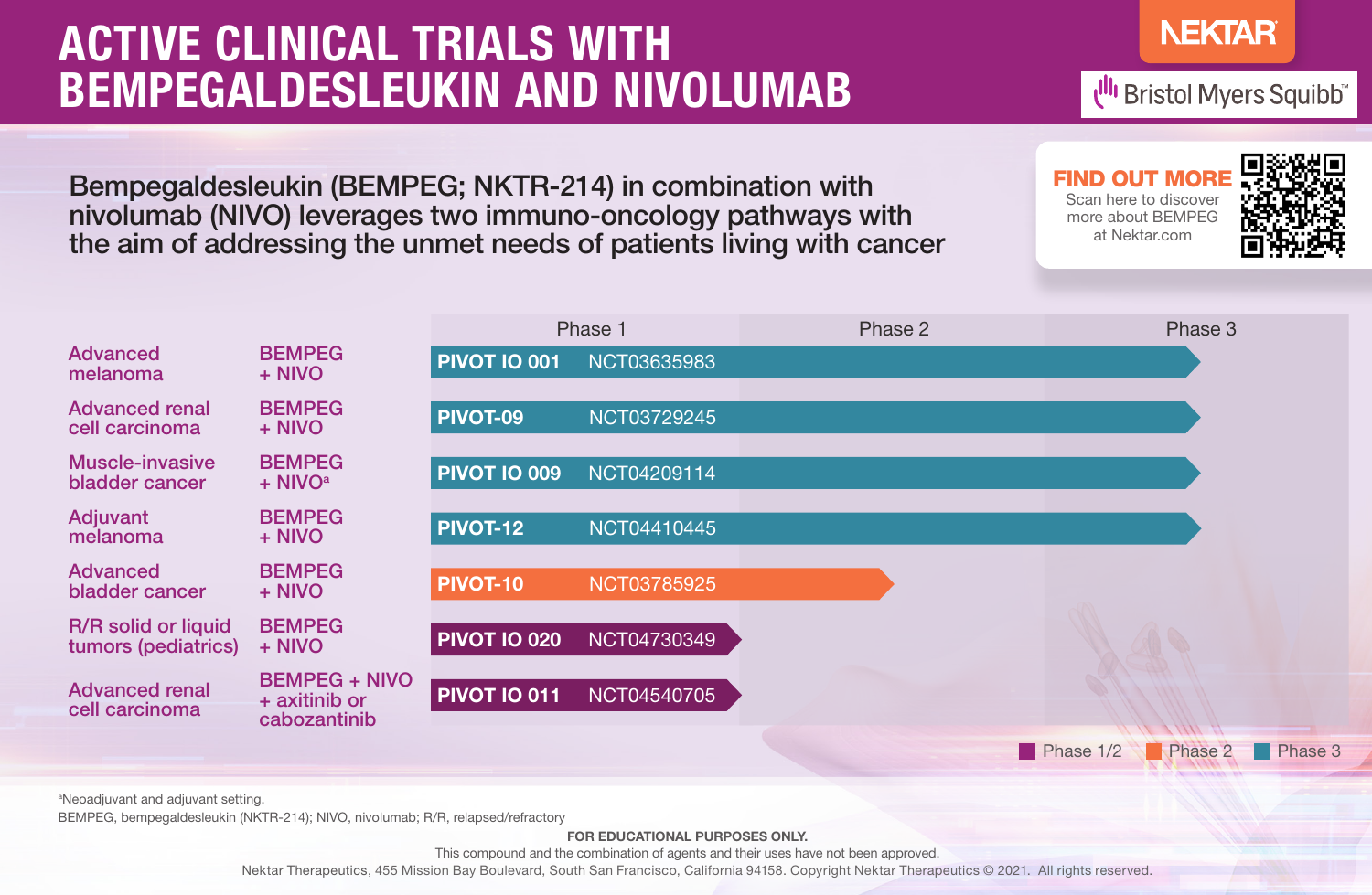# ACTIVE CLINICAL TRIALS WITH BEMPEGALDESLEUKIN AND NIVOLUMAB

NEKTAR

Bristol Myers Squibb™

Bempegaldesleukin (BEMPEG; NKTR-214) in combination with nivolumab (NIVO) leverages two immuno-oncology pathways with the aim of addressing the unmet needs of patients living with cancer

**FIND OUT MORE**
Scan here to discover more about BEMPEG at Nektar.com

Phase 1
Phase 2
Phase 3

Advanced melanoma
BEMPEG + NIVO
PIVOT IO 001 NCT03635983

Advanced renal cell carcinoma
BEMPEG + NIVO
PIVOT-09 NCT03729245

Muscle-invasive bladder cancer
BEMPEG + NIVO[a]
PIVOT IO 009 NCT04209114

Adjuvant melanoma
BEMPEG + NIVO
PIVOT-12 NCT04410445

Advanced bladder cancer
BEMPEG + NIVO
PIVOT-10 NCT03785925

R/R solid or liquid tumors (pediatrics)
BEMPEG + NIVO
PIVOT IO 020 NCT04730349

Advanced renal cell carcinoma
BEMPEG + NIVO + axitinib or cabozantinib
PIVOT IO 011 NCT04540705

Phase 1/2 Phase 2 Phase 3

[a]Neoadjuvant and adjuvant setting.
BEMPEG, bempegaldesleukin (NKTR-214); NIVO, nivolumab; R/R, relapsed/refractory

**FOR EDUCATIONAL PURPOSES ONLY.**
This compound and the combination of agents and their uses have not been approved.
Nektar Therapeutics, 455 Mission Bay Boulevard, South San Francisco, California 94158. Copyright Nektar Therapeutics © 2021. All rights reserved.